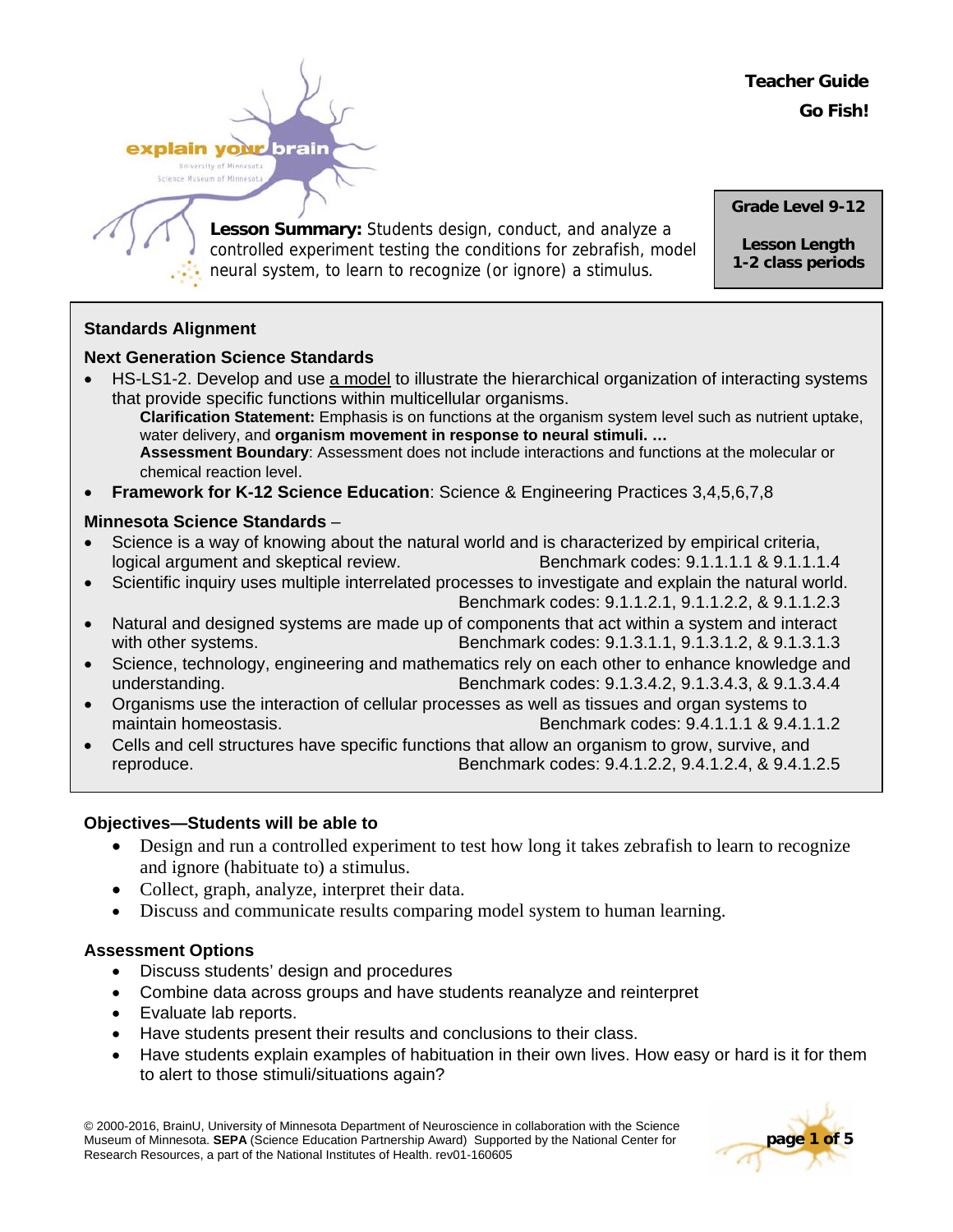**Teacher Guide**

**Go Fish!**

explain your brain
University of Minnesota
Science Museum of Minnesota

**Lesson Summary:** Students design, conduct, and analyze a controlled experiment testing the conditions for zebrafish, model neural system, to learn to recognize (or ignore) a stimulus.

**Grade Level 9-12**

**Lesson Length**
**1-2 class periods**

## Standards Alignment

### Next Generation Science Standards

- HS-LS1-2. Develop and use a model to illustrate the hierarchical organization of interacting systems that provide specific functions within multicellular organisms.
  **Clarification Statement:** Emphasis is on functions at the organism system level such as nutrient uptake, water delivery, and **organism movement in response to neural stimuli. …**
  **Assessment Boundary**: Assessment does not include interactions and functions at the molecular or chemical reaction level.
- **Framework for K-12 Science Education**: Science & Engineering Practices 3,4,5,6,7,8

### Minnesota Science Standards –

- Science is a way of knowing about the natural world and is characterized by empirical criteria, logical argument and skeptical review. Benchmark codes: 9.1.1.1.1 & 9.1.1.1.4
- Scientific inquiry uses multiple interrelated processes to investigate and explain the natural world. Benchmark codes: 9.1.1.2.1, 9.1.1.2.2, & 9.1.1.2.3
- Natural and designed systems are made up of components that act within a system and interact with other systems. Benchmark codes: 9.1.3.1.1, 9.1.3.1.2, & 9.1.3.1.3
- Science, technology, engineering and mathematics rely on each other to enhance knowledge and understanding. Benchmark codes: 9.1.3.4.2, 9.1.3.4.3, & 9.1.3.4.4
- Organisms use the interaction of cellular processes as well as tissues and organ systems to maintain homeostasis. Benchmark codes: 9.4.1.1.1 & 9.4.1.1.2
- Cells and cell structures have specific functions that allow an organism to grow, survive, and reproduce. Benchmark codes: 9.4.1.2.2, 9.4.1.2.4, & 9.4.1.2.5

## Objectives—Students will be able to

- Design and run a controlled experiment to test how long it takes zebrafish to learn to recognize and ignore (habituate to) a stimulus.
- Collect, graph, analyze, interpret their data.
- Discuss and communicate results comparing model system to human learning.

## Assessment Options

- Discuss students' design and procedures
- Combine data across groups and have students reanalyze and reinterpret
- Evaluate lab reports.
- Have students present their results and conclusions to their class.
- Have students explain examples of habituation in their own lives. How easy or hard is it for them to alert to those stimuli/situations again?

© 2000-2016, BrainU, University of Minnesota Department of Neuroscience in collaboration with the Science Museum of Minnesota. **SEPA** (Science Education Partnership Award) Supported by the National Center for Research Resources, a part of the National Institutes of Health. rev01-160605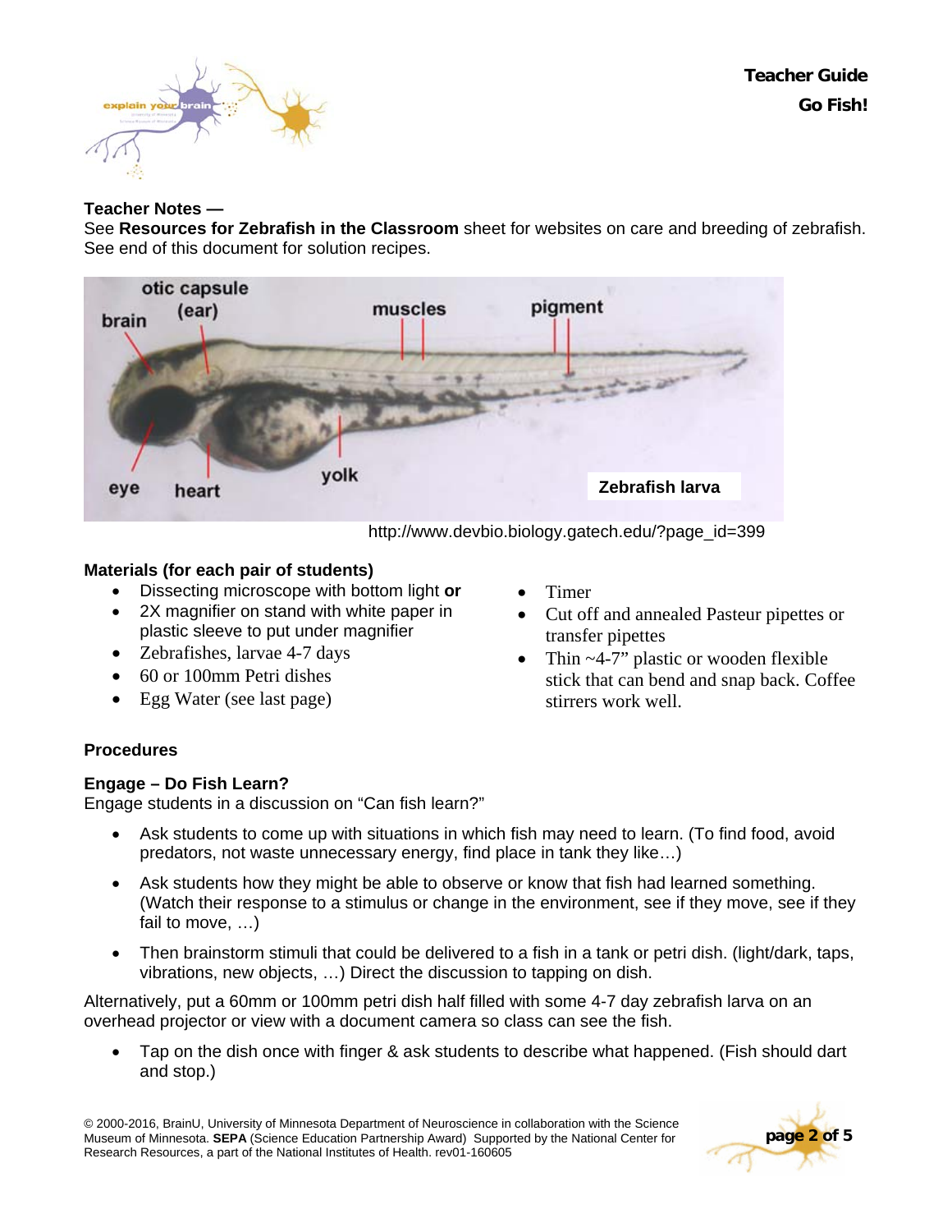**Teacher Notes —**
See **Resources for Zebrafish in the Classroom** sheet for websites on care and breeding of zebrafish. See end of this document for solution recipes.

http://www.devbio.biology.gatech.edu/?page_id=399

**Materials (for each pair of students)**

- Dissecting microscope with bottom light **or**
- 2X magnifier on stand with white paper in plastic sleeve to put under magnifier
- Zebrafishes, larvae 4-7 days
- 60 or 100mm Petri dishes
- Egg Water (see last page)
- Timer
- Cut off and annealed Pasteur pipettes or transfer pipettes
- Thin ~4-7" plastic or wooden flexible stick that can bend and snap back. Coffee stirrers work well.

## Procedures

### Engage – Do Fish Learn?

Engage students in a discussion on "Can fish learn?"

- Ask students to come up with situations in which fish may need to learn. (To find food, avoid predators, not waste unnecessary energy, find place in tank they like…)
- Ask students how they might be able to observe or know that fish had learned something. (Watch their response to a stimulus or change in the environment, see if they move, see if they fail to move, …)
- Then brainstorm stimuli that could be delivered to a fish in a tank or petri dish. (light/dark, taps, vibrations, new objects, …) Direct the discussion to tapping on dish.

Alternatively, put a 60mm or 100mm petri dish half filled with some 4-7 day zebrafish larva on an overhead projector or view with a document camera so class can see the fish.

- Tap on the dish once with finger & ask students to describe what happened. (Fish should dart and stop.)

© 2000-2016, BrainU, University of Minnesota Department of Neuroscience in collaboration with the Science Museum of Minnesota. **SEPA** (Science Education Partnership Award) Supported by the National Center for Research Resources, a part of the National Institutes of Health. rev01-160605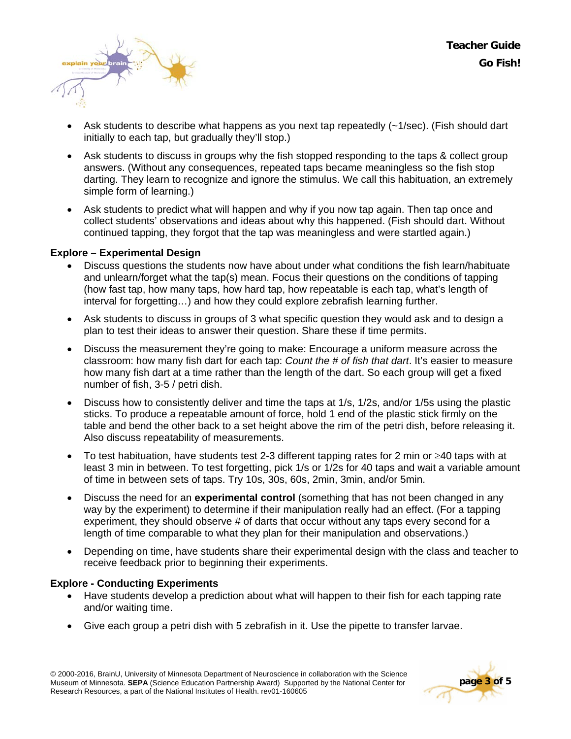- Ask students to describe what happens as you next tap repeatedly (~1/sec). (Fish should dart initially to each tap, but gradually they'll stop.)
- Ask students to discuss in groups why the fish stopped responding to the taps & collect group answers. (Without any consequences, repeated taps became meaningless so the fish stop darting. They learn to recognize and ignore the stimulus. We call this habituation, an extremely simple form of learning.)
- Ask students to predict what will happen and why if you now tap again. Then tap once and collect students' observations and ideas about why this happened. (Fish should dart. Without continued tapping, they forgot that the tap was meaningless and were startled again.)

**Explore – Experimental Design**

- Discuss questions the students now have about under what conditions the fish learn/habituate and unlearn/forget what the tap(s) mean. Focus their questions on the conditions of tapping (how fast tap, how many taps, how hard tap, how repeatable is each tap, what's length of interval for forgetting…) and how they could explore zebrafish learning further.
- Ask students to discuss in groups of 3 what specific question they would ask and to design a plan to test their ideas to answer their question. Share these if time permits.
- Discuss the measurement they're going to make: Encourage a uniform measure across the classroom: how many fish dart for each tap: *Count the # of fish that dart*. It's easier to measure how many fish dart at a time rather than the length of the dart. So each group will get a fixed number of fish, 3-5 / petri dish.
- Discuss how to consistently deliver and time the taps at 1/s, 1/2s, and/or 1/5s using the plastic sticks. To produce a repeatable amount of force, hold 1 end of the plastic stick firmly on the table and bend the other back to a set height above the rim of the petri dish, before releasing it. Also discuss repeatability of measurements.
- To test habituation, have students test 2-3 different tapping rates for 2 min or ≥40 taps with at least 3 min in between. To test forgetting, pick 1/s or 1/2s for 40 taps and wait a variable amount of time in between sets of taps. Try 10s, 30s, 60s, 2min, 3min, and/or 5min.
- Discuss the need for an **experimental control** (something that has not been changed in any way by the experiment) to determine if their manipulation really had an effect. (For a tapping experiment, they should observe # of darts that occur without any taps every second for a length of time comparable to what they plan for their manipulation and observations.)
- Depending on time, have students share their experimental design with the class and teacher to receive feedback prior to beginning their experiments.

**Explore - Conducting Experiments**

- Have students develop a prediction about what will happen to their fish for each tapping rate and/or waiting time.
- Give each group a petri dish with 5 zebrafish in it. Use the pipette to transfer larvae.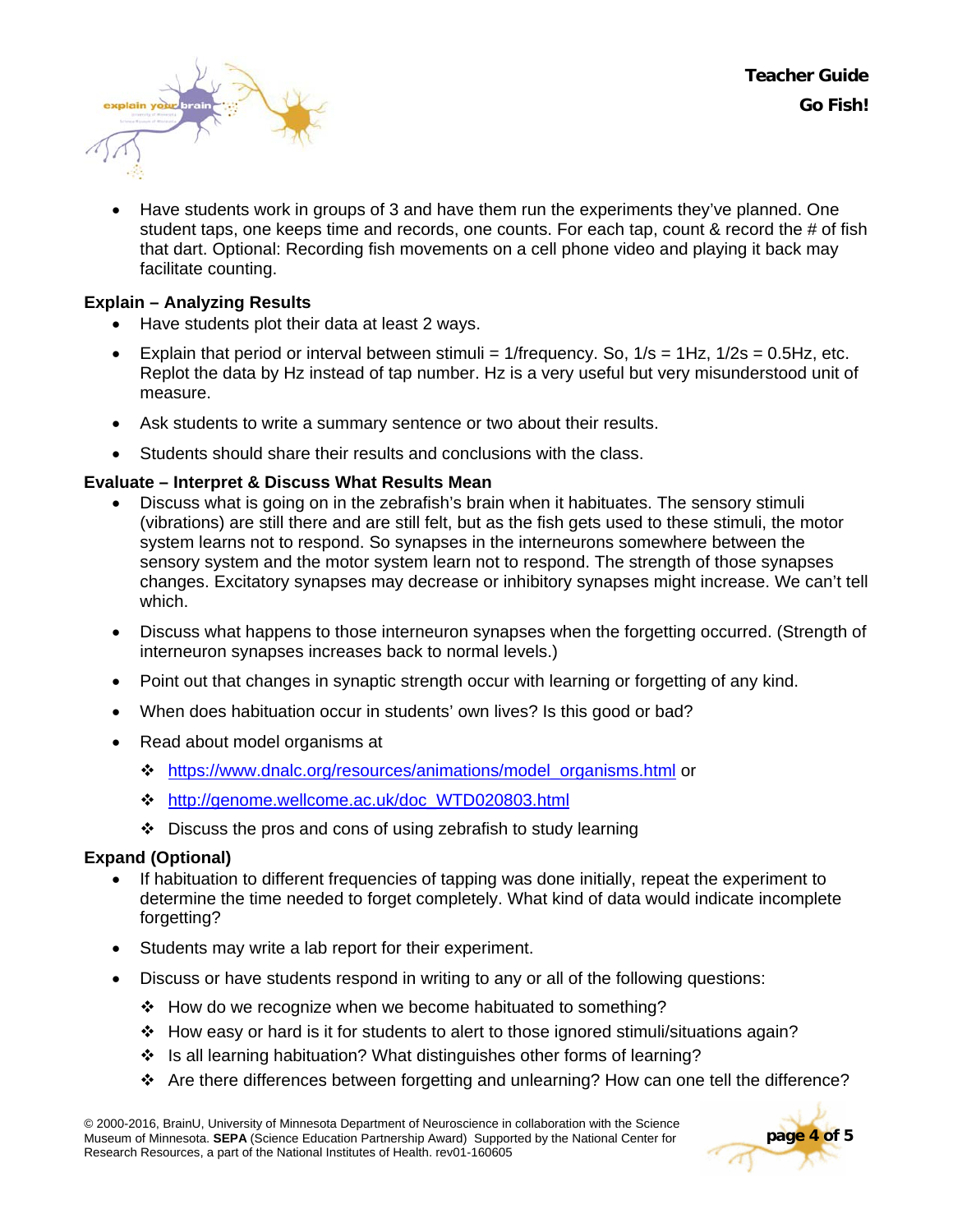- Have students work in groups of 3 and have them run the experiments they've planned. One student taps, one keeps time and records, one counts. For each tap, count & record the # of fish that dart. Optional: Recording fish movements on a cell phone video and playing it back may facilitate counting.

**Explain – Analyzing Results**

- Have students plot their data at least 2 ways.
- Explain that period or interval between stimuli = 1/frequency. So, 1/s = 1Hz, 1/2s = 0.5Hz, etc. Replot the data by Hz instead of tap number. Hz is a very useful but very misunderstood unit of measure.
- Ask students to write a summary sentence or two about their results.
- Students should share their results and conclusions with the class.

**Evaluate – Interpret & Discuss What Results Mean**

- Discuss what is going on in the zebrafish's brain when it habituates. The sensory stimuli (vibrations) are still there and are still felt, but as the fish gets used to these stimuli, the motor system learns not to respond. So synapses in the interneurons somewhere between the sensory system and the motor system learn not to respond. The strength of those synapses changes. Excitatory synapses may decrease or inhibitory synapses might increase. We can't tell which.
- Discuss what happens to those interneuron synapses when the forgetting occurred. (Strength of interneuron synapses increases back to normal levels.)
- Point out that changes in synaptic strength occur with learning or forgetting of any kind.
- When does habituation occur in students' own lives? Is this good or bad?
- Read about model organisms at
  - https://www.dnalc.org/resources/animations/model_organisms.html or
  - http://genome.wellcome.ac.uk/doc_WTD020803.html
  - Discuss the pros and cons of using zebrafish to study learning

**Expand (Optional)**

- If habituation to different frequencies of tapping was done initially, repeat the experiment to determine the time needed to forget completely. What kind of data would indicate incomplete forgetting?
- Students may write a lab report for their experiment.
- Discuss or have students respond in writing to any or all of the following questions:
  - How do we recognize when we become habituated to something?
  - How easy or hard is it for students to alert to those ignored stimuli/situations again?
  - Is all learning habituation? What distinguishes other forms of learning?
  - Are there differences between forgetting and unlearning? How can one tell the difference?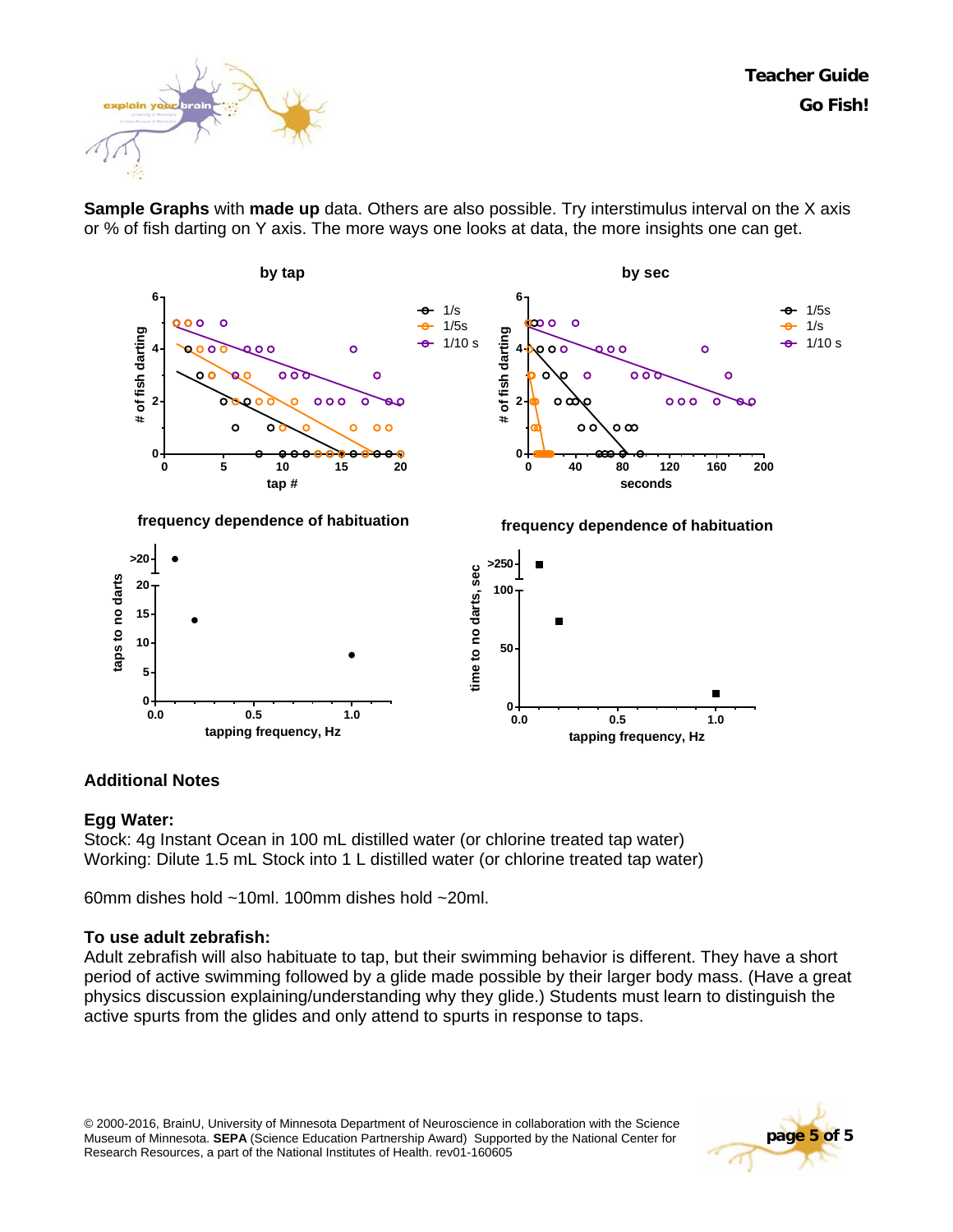**Sample Graphs** with **made up** data. Others are also possible. Try interstimulus interval on the X axis or % of fish darting on Y axis. The more ways one looks at data, the more insights one can get.

by tap

# of fish darting

0
2
4
6

0
5
10
15
20

tap #

1/s
1/5s
1/10 s

by sec

# of fish darting

0
2
4
6

0
40
80
120
160
200

seconds

1/5s
1/s
1/10 s

frequency dependence of habituation

taps to no darts

0
5
10
15
20
>20

0.0
0.5
1.0

tapping frequency, Hz

frequency dependence of habituation

time to no darts, sec

0
50
100
>250

0.0
0.5
1.0

tapping frequency, Hz

## Additional Notes

### Egg Water:

Stock: 4g Instant Ocean in 100 mL distilled water (or chlorine treated tap water)
Working: Dilute 1.5 mL Stock into 1 L distilled water (or chlorine treated tap water)

60mm dishes hold ~10ml. 100mm dishes hold ~20ml.

### To use adult zebrafish:

Adult zebrafish will also habituate to tap, but their swimming behavior is different. They have a short period of active swimming followed by a glide made possible by their larger body mass. (Have a great physics discussion explaining/understanding why they glide.) Students must learn to distinguish the active spurts from the glides and only attend to spurts in response to taps.

© 2000-2016, BrainU, University of Minnesota Department of Neuroscience in collaboration with the Science Museum of Minnesota. **SEPA** (Science Education Partnership Award) Supported by the National Center for Research Resources, a part of the National Institutes of Health. rev01-160605